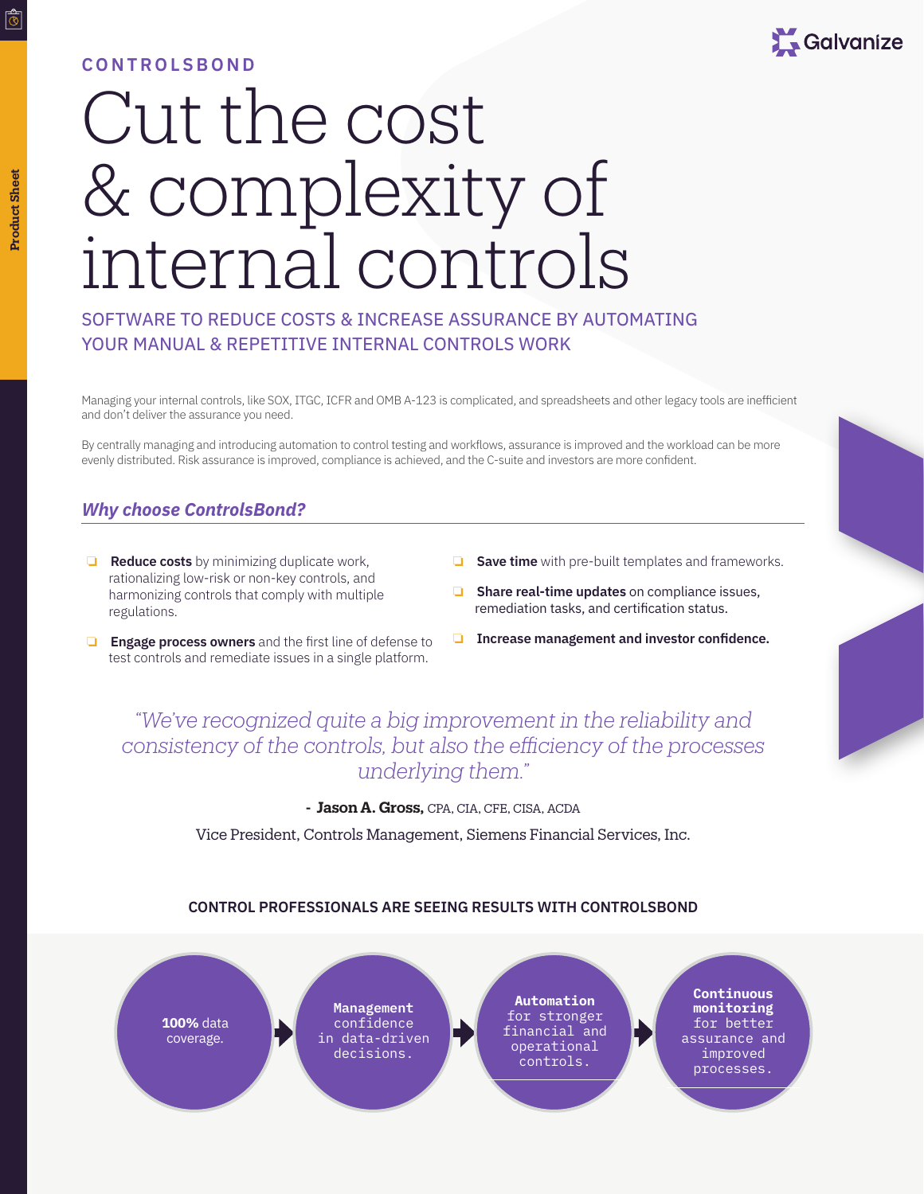**CONTROLSBOND**

# Cut the cost & complexity of internal controls

## SOFTWARE TO REDUCE COSTS & INCREASE ASSURANCE BY AUTOMATING YOUR MANUAL & REPETITIVE INTERNAL CONTROLS WORK

Managing your internal controls, like SOX, ITGC, ICFR and OMB A-123 is complicated, and spreadsheets and other legacy tools are inefficient and don't deliver the assurance you need.

By centrally managing and introducing automation to control testing and workflows, assurance is improved and the workload can be more evenly distributed. Risk assurance is improved, compliance is achieved, and the C-suite and investors are more confident.

### *Why choose ControlsBond?*

- **Reduce costs** by minimizing duplicate work, rationalizing low-risk or non-key controls, and harmonizing controls that comply with multiple regulations.
- **Engage process owners** and the first line of defense to test controls and remediate issues in a single platform.
- **Save time** with pre-built templates and frameworks.
- **Share real-time updates** on compliance issues, remediation tasks, and certification status.
- **Increase management and investor confidence.**

> *"We've recognized quite a big improvement in the reliability and consistency of the controls, but also the efficiency of the processes underlying them."*
>
> \- **Jason A. Gross,** CPA, CIA, CFE, CISA, ACDA
>
> Vice President, Controls Management, Siemens Financial Services, Inc.

**CONTROL PROFESSIONALS ARE SEEING RESULTS WITH CONTROLSBOND**

- **100%** data coverage.
- **Management** confidence in data-driven decisions.
- **Automation** for stronger financial and operational controls.
- **Continuous monitoring** for better assurance and improved processes.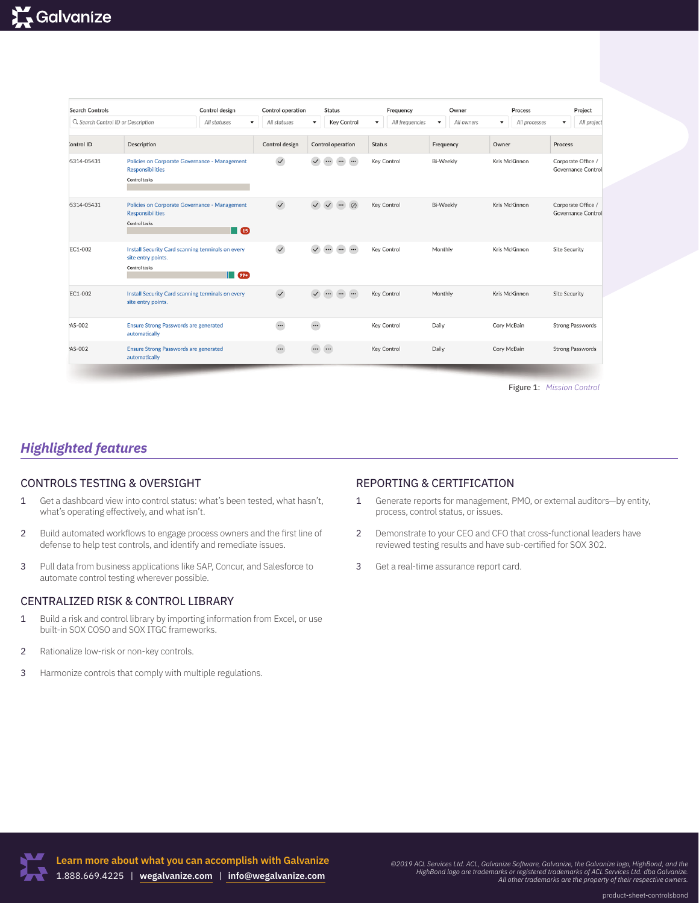Figure 1: *Mission Control*

## *Highlighted features*

### CONTROLS TESTING & OVERSIGHT

1. Get a dashboard view into control status: what's been tested, what hasn't, what's operating effectively, and what isn't.
2. Build automated workflows to engage process owners and the first line of defense to help test controls, and identify and remediate issues.
3. Pull data from business applications like SAP, Concur, and Salesforce to automate control testing wherever possible.

### CENTRALIZED RISK & CONTROL LIBRARY

1. Build a risk and control library by importing information from Excel, or use built-in SOX COSO and SOX ITGC frameworks.
2. Rationalize low-risk or non-key controls.
3. Harmonize controls that comply with multiple regulations.

### REPORTING & CERTIFICATION

1. Generate reports for management, PMO, or external auditors—by entity, process, control status, or issues.
2. Demonstrate to your CEO and CFO that cross-functional leaders have reviewed testing results and have sub-certified for SOX 302.
3. Get a real-time assurance report card.

**Learn more about what you can accomplish with Galvanize**
1.888.669.4225 | **wegalvanize.com** | **info@wegalvanize.com**

*©2019 ACL Services Ltd. ACL, Galvanize Software, Galvanize, the Galvanize logo, HighBond, and the HighBond logo are trademarks or registered trademarks of ACL Services Ltd. dba Galvanize. All other trademarks are the property of their respective owners.*

product-sheet-controlsbond